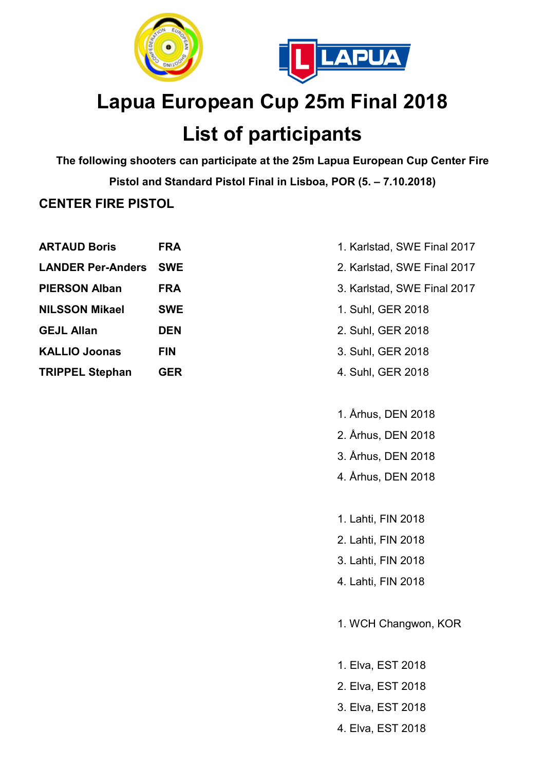# Lapua European Cup 25m Final 2018

# List of participants

**The following shooters can participate at the 25m Lapua European Cup Center Fire Pistol and Standard Pistol Final in Lisboa, POR (5. – 7.10.2018)**

## CENTER FIRE PISTOL

| | | |
|---|---|---|
| **ARTAUD Boris** | **FRA** | 1. Karlstad, SWE Final 2017 |
| **LANDER Per-Anders** | **SWE** | 2. Karlstad, SWE Final 2017 |
| **PIERSON Alban** | **FRA** | 3. Karlstad, SWE Final 2017 |
| **NILSSON Mikael** | **SWE** | 1. Suhl, GER 2018 |
| **GEJL Allan** | **DEN** | 2. Suhl, GER 2018 |
| **KALLIO Joonas** | **FIN** | 3. Suhl, GER 2018 |
| **TRIPPEL Stephan** | **GER** | 4. Suhl, GER 2018 |
| | | |
| | | 1. Århus, DEN 2018 |
| | | 2. Århus, DEN 2018 |
| | | 3. Århus, DEN 2018 |
| | | 4. Århus, DEN 2018 |
| | | |
| | | 1. Lahti, FIN 2018 |
| | | 2. Lahti, FIN 2018 |
| | | 3. Lahti, FIN 2018 |
| | | 4. Lahti, FIN 2018 |
| | | |
| | | 1. WCH Changwon, KOR |
| | | |
| | | 1. Elva, EST 2018 |
| | | 2. Elva, EST 2018 |
| | | 3. Elva, EST 2018 |
| | | 4. Elva, EST 2018 |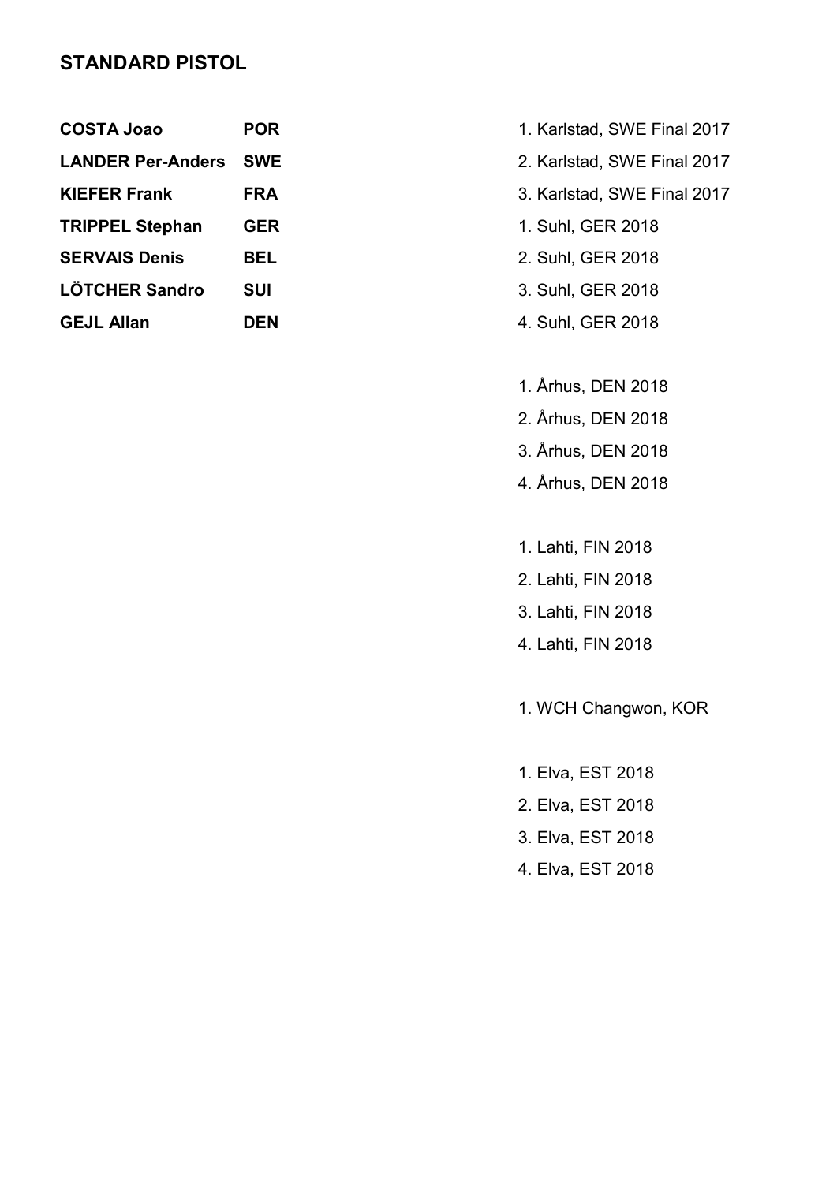## STANDARD PISTOL

| | | |
|---|---|---|
| **COSTA Joao** | **POR** | 1. Karlstad, SWE Final 2017 |
| **LANDER Per-Anders** | **SWE** | 2. Karlstad, SWE Final 2017 |
| **KIEFER Frank** | **FRA** | 3. Karlstad, SWE Final 2017 |
| **TRIPPEL Stephan** | **GER** | 1. Suhl, GER 2018 |
| **SERVAIS Denis** | **BEL** | 2. Suhl, GER 2018 |
| **LÖTCHER Sandro** | **SUI** | 3. Suhl, GER 2018 |
| **GEJL Allan** | **DEN** | 4. Suhl, GER 2018 |
| | | |
| | | 1. Århus, DEN 2018 |
| | | 2. Århus, DEN 2018 |
| | | 3. Århus, DEN 2018 |
| | | 4. Århus, DEN 2018 |
| | | |
| | | 1. Lahti, FIN 2018 |
| | | 2. Lahti, FIN 2018 |
| | | 3. Lahti, FIN 2018 |
| | | 4. Lahti, FIN 2018 |
| | | |
| | | 1. WCH Changwon, KOR |
| | | |
| | | 1. Elva, EST 2018 |
| | | 2. Elva, EST 2018 |
| | | 3. Elva, EST 2018 |
| | | 4. Elva, EST 2018 |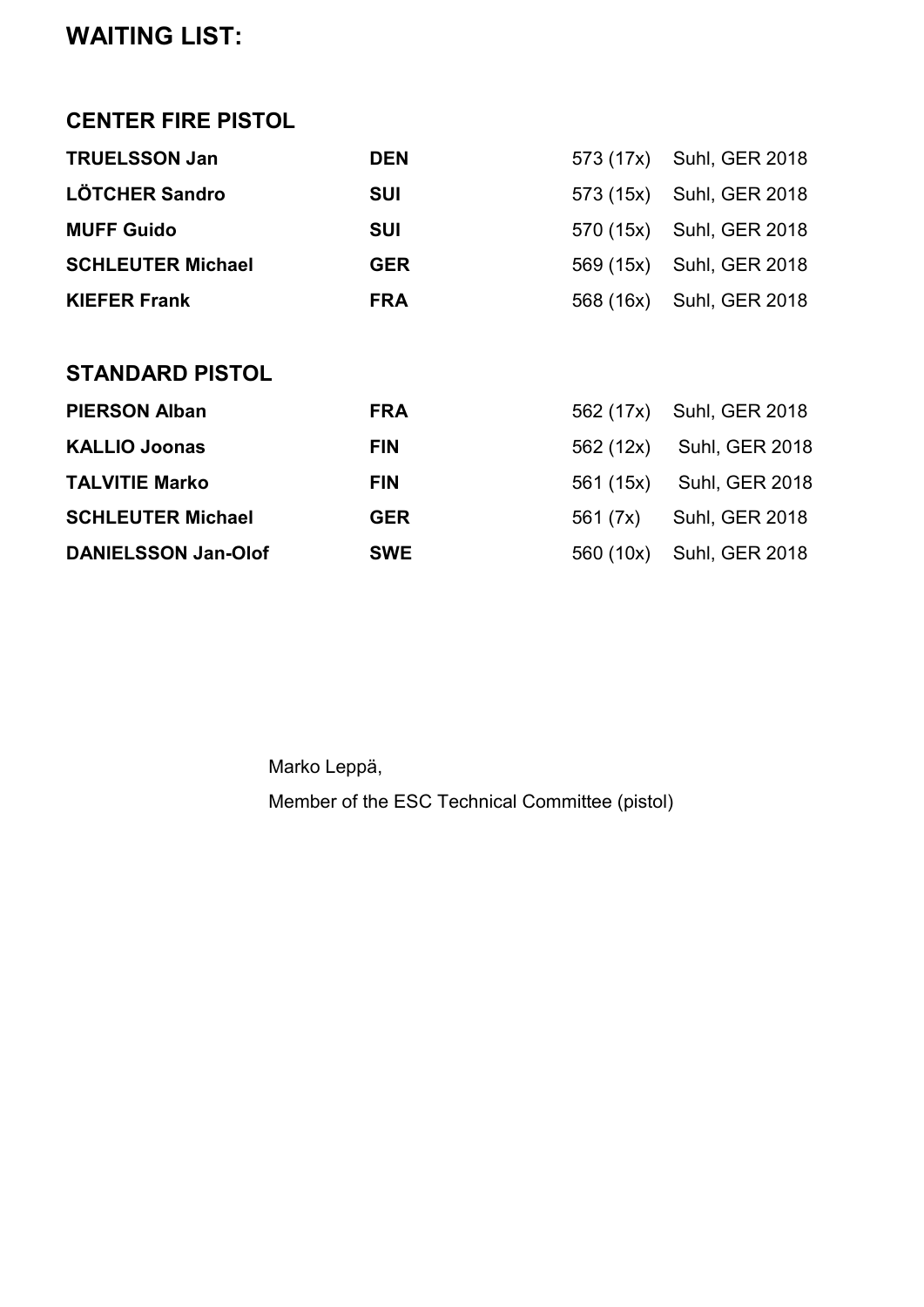# WAITING LIST:

## CENTER FIRE PISTOL

| | | | |
|---|---|---|---|
| **TRUELSSON Jan** | **DEN** | 573 (17x) | Suhl, GER 2018 |
| **LÖTCHER Sandro** | **SUI** | 573 (15x) | Suhl, GER 2018 |
| **MUFF Guido** | **SUI** | 570 (15x) | Suhl, GER 2018 |
| **SCHLEUTER Michael** | **GER** | 569 (15x) | Suhl, GER 2018 |
| **KIEFER Frank** | **FRA** | 568 (16x) | Suhl, GER 2018 |

## STANDARD PISTOL

| | | | |
|---|---|---|---|
| **PIERSON Alban** | **FRA** | 562 (17x) | Suhl, GER 2018 |
| **KALLIO Joonas** | **FIN** | 562 (12x) | Suhl, GER 2018 |
| **TALVITIE Marko** | **FIN** | 561 (15x) | Suhl, GER 2018 |
| **SCHLEUTER Michael** | **GER** | 561 (7x) | Suhl, GER 2018 |
| **DANIELSSON Jan-Olof** | **SWE** | 560 (10x) | Suhl, GER 2018 |

Marko Leppä,

Member of the ESC Technical Committee (pistol)